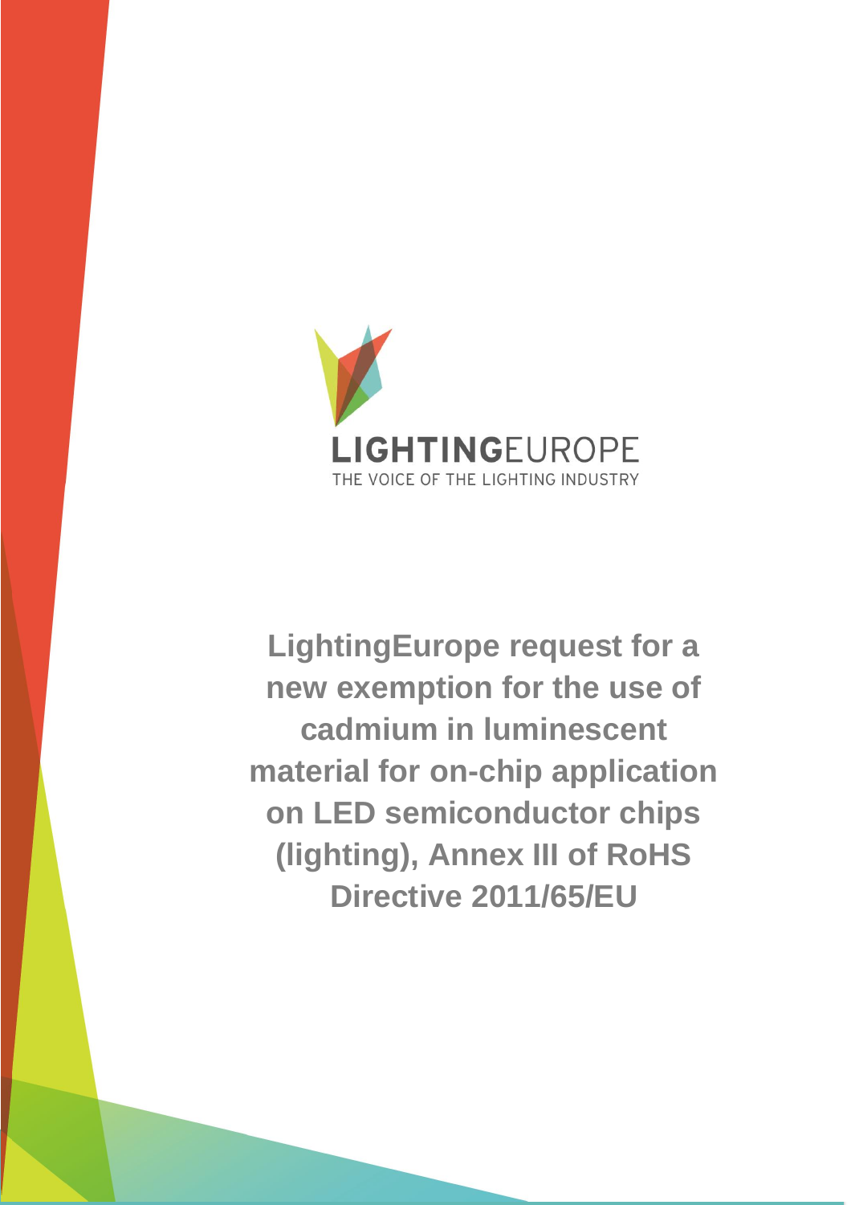LIGHTINGEUROPE

THE VOICE OF THE LIGHTING INDUSTRY

# LightingEurope request for a new exemption for the use of cadmium in luminescent material for on-chip application on LED semiconductor chips (lighting), Annex III of RoHS Directive 2011/65/EU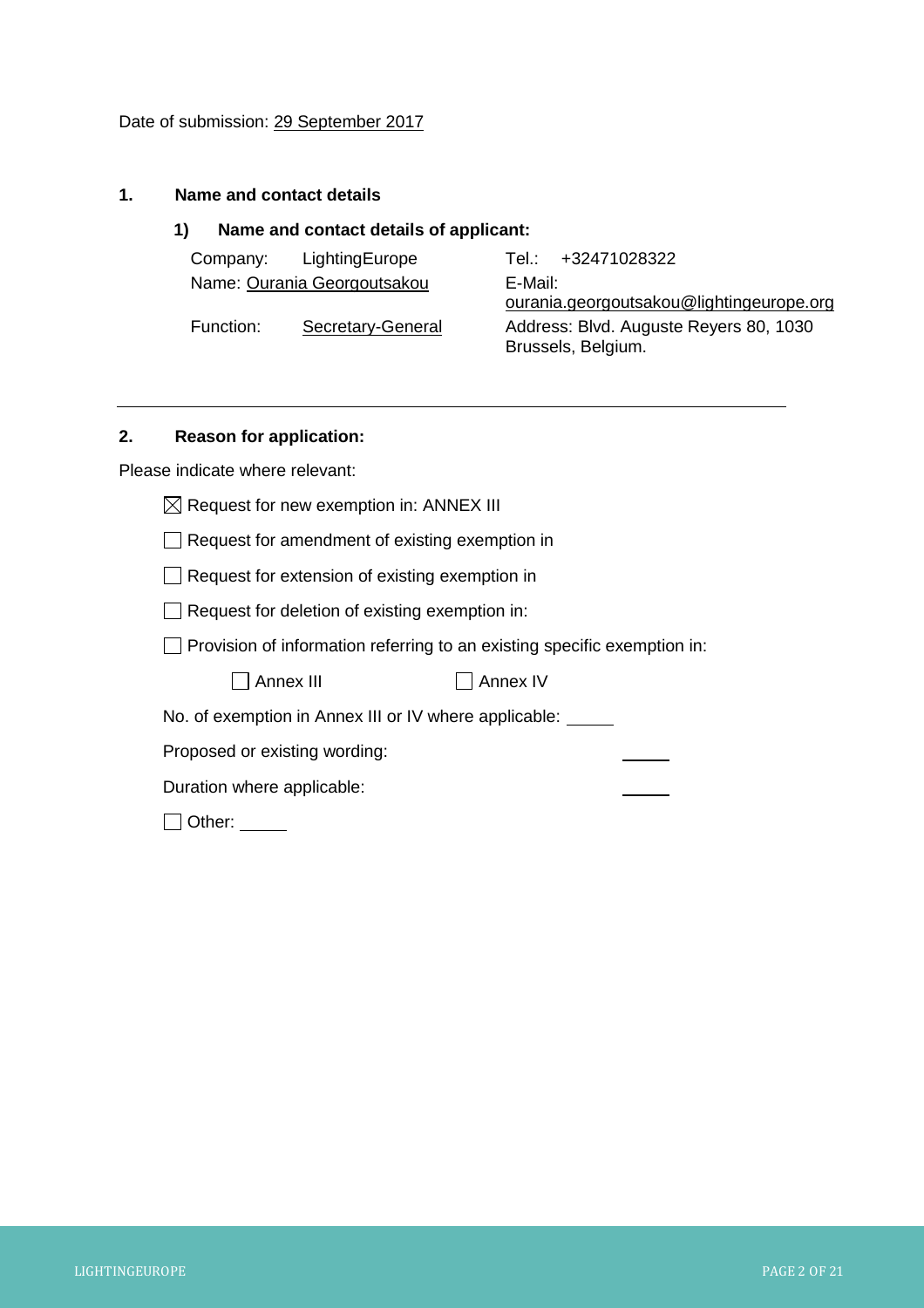Date of submission: 29 September 2017

## 1. Name and contact details

### 1) Name and contact details of applicant:

| | |
|---|---|
| Company: LightingEurope | Tel.: +32471028322 |
| Name: Ourania Georgoutsakou | E-Mail: ourania.georgoutsakou@lightingeurope.org |
| Function: Secretary-General | Address: Blvd. Auguste Reyers 80, 1030 Brussels, Belgium. |

---

## 2. Reason for application:

Please indicate where relevant:

- [x] Request for new exemption in: ANNEX III
- [ ] Request for amendment of existing exemption in
- [ ] Request for extension of existing exemption in
- [ ] Request for deletion of existing exemption in:
- [ ] Provision of information referring to an existing specific exemption in:

  - [ ] Annex III
  - [ ] Annex IV

No. of exemption in Annex III or IV where applicable: _____

Proposed or existing wording: _____

Duration where applicable: _____

- [ ] Other: _____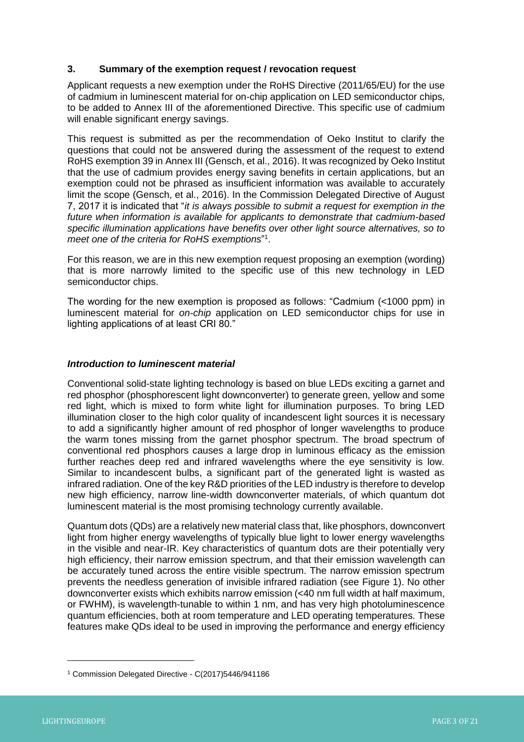### 3. Summary of the exemption request / revocation request

Applicant requests a new exemption under the RoHS Directive (2011/65/EU) for the use of cadmium in luminescent material for on-chip application on LED semiconductor chips, to be added to Annex III of the aforementioned Directive. This specific use of cadmium will enable significant energy savings.

This request is submitted as per the recommendation of Oeko Institut to clarify the questions that could not be answered during the assessment of the request to extend RoHS exemption 39 in Annex III (Gensch, et al., 2016). It was recognized by Oeko Institut that the use of cadmium provides energy saving benefits in certain applications, but an exemption could not be phrased as insufficient information was available to accurately limit the scope (Gensch, et al., 2016). In the Commission Delegated Directive of August 7, 2017 it is indicated that "*it is always possible to submit a request for exemption in the future when information is available for applicants to demonstrate that cadmium-based specific illumination applications have benefits over other light source alternatives, so to meet one of the criteria for RoHS exemptions*"[1].

For this reason, we are in this new exemption request proposing an exemption (wording) that is more narrowly limited to the specific use of this new technology in LED semiconductor chips.

The wording for the new exemption is proposed as follows: "Cadmium (<1000 ppm) in luminescent material for *on-chip* application on LED semiconductor chips for use in lighting applications of at least CRI 80."

#### *Introduction to luminescent material*

Conventional solid-state lighting technology is based on blue LEDs exciting a garnet and red phosphor (phosphorescent light downconverter) to generate green, yellow and some red light, which is mixed to form white light for illumination purposes. To bring LED illumination closer to the high color quality of incandescent light sources it is necessary to add a significantly higher amount of red phosphor of longer wavelengths to produce the warm tones missing from the garnet phosphor spectrum. The broad spectrum of conventional red phosphors causes a large drop in luminous efficacy as the emission further reaches deep red and infrared wavelengths where the eye sensitivity is low. Similar to incandescent bulbs, a significant part of the generated light is wasted as infrared radiation. One of the key R&D priorities of the LED industry is therefore to develop new high efficiency, narrow line-width downconverter materials, of which quantum dot luminescent material is the most promising technology currently available.

Quantum dots (QDs) are a relatively new material class that, like phosphors, downconvert light from higher energy wavelengths of typically blue light to lower energy wavelengths in the visible and near-IR. Key characteristics of quantum dots are their potentially very high efficiency, their narrow emission spectrum, and that their emission wavelength can be accurately tuned across the entire visible spectrum. The narrow emission spectrum prevents the needless generation of invisible infrared radiation (see Figure 1). No other downconverter exists which exhibits narrow emission (<40 nm full width at half maximum, or FWHM), is wavelength-tunable to within 1 nm, and has very high photoluminescence quantum efficiencies, both at room temperature and LED operating temperatures. These features make QDs ideal to be used in improving the performance and energy efficiency

---

[1] Commission Delegated Directive - C(2017)5446/941186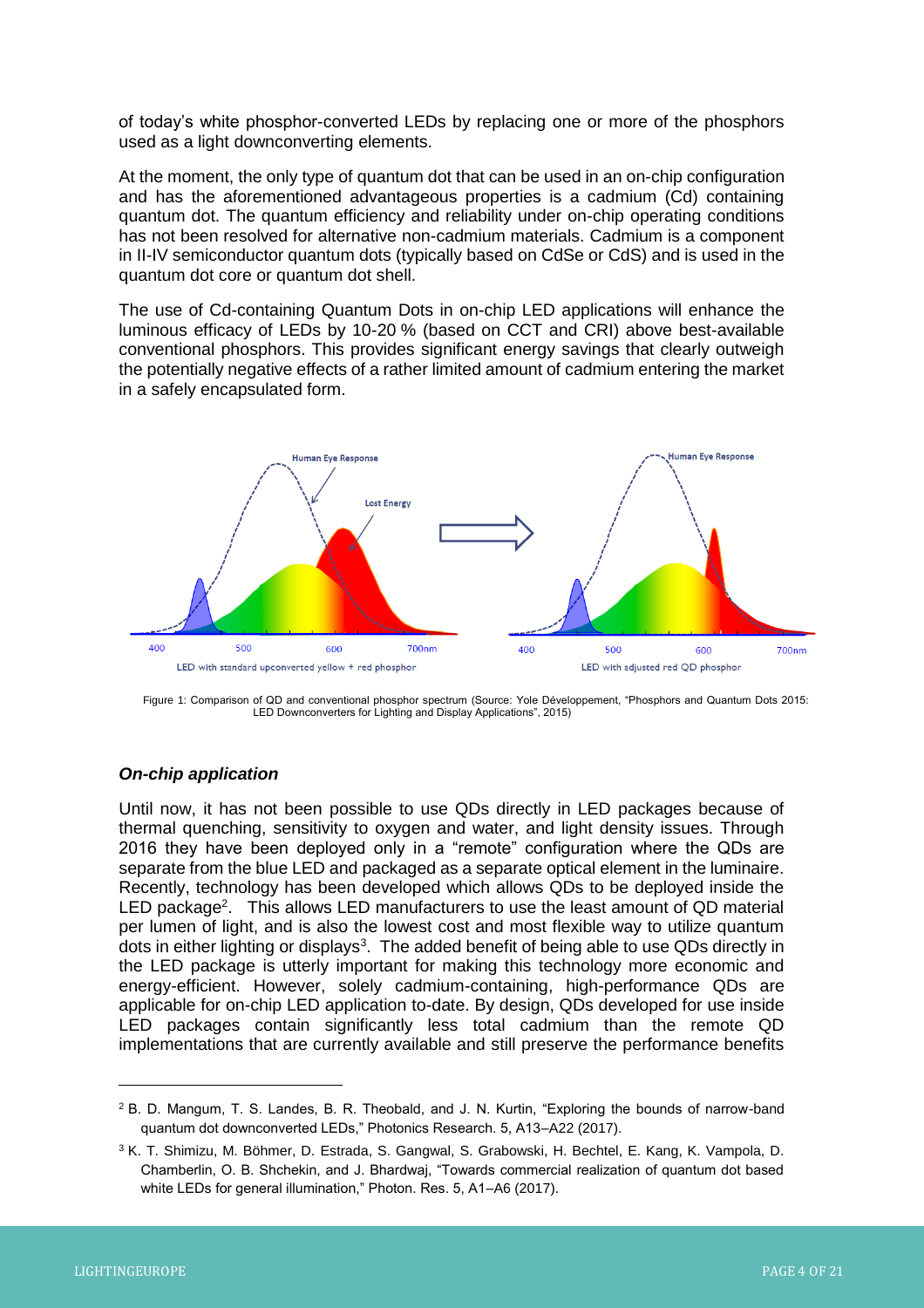of today's white phosphor-converted LEDs by replacing one or more of the phosphors used as a light downconverting elements.

At the moment, the only type of quantum dot that can be used in an on-chip configuration and has the aforementioned advantageous properties is a cadmium (Cd) containing quantum dot. The quantum efficiency and reliability under on-chip operating conditions has not been resolved for alternative non-cadmium materials. Cadmium is a component in II-IV semiconductor quantum dots (typically based on CdSe or CdS) and is used in the quantum dot core or quantum dot shell.

The use of Cd-containing Quantum Dots in on-chip LED applications will enhance the luminous efficacy of LEDs by 10-20 % (based on CCT and CRI) above best-available conventional phosphors. This provides significant energy savings that clearly outweigh the potentially negative effects of a rather limited amount of cadmium entering the market in a safely encapsulated form.

Figure 1: Comparison of QD and conventional phosphor spectrum (Source: Yole Développement, "Phosphors and Quantum Dots 2015: LED Downconverters for Lighting and Display Applications", 2015)

### *On-chip application*

Until now, it has not been possible to use QDs directly in LED packages because of thermal quenching, sensitivity to oxygen and water, and light density issues. Through 2016 they have been deployed only in a "remote" configuration where the QDs are separate from the blue LED and packaged as a separate optical element in the luminaire. Recently, technology has been developed which allows QDs to be deployed inside the LED package[2]. This allows LED manufacturers to use the least amount of QD material per lumen of light, and is also the lowest cost and most flexible way to utilize quantum dots in either lighting or displays[3]. The added benefit of being able to use QDs directly in the LED package is utterly important for making this technology more economic and energy-efficient. However, solely cadmium-containing, high-performance QDs are applicable for on-chip LED application to-date. By design, QDs developed for use inside LED packages contain significantly less total cadmium than the remote QD implementations that are currently available and still preserve the performance benefits

---

[2] B. D. Mangum, T. S. Landes, B. R. Theobald, and J. N. Kurtin, "Exploring the bounds of narrow-band quantum dot downconverted LEDs," Photonics Research. 5, A13–A22 (2017).

[3] K. T. Shimizu, M. Böhmer, D. Estrada, S. Gangwal, S. Grabowski, H. Bechtel, E. Kang, K. Vampola, D. Chamberlin, O. B. Shchekin, and J. Bhardwaj, "Towards commercial realization of quantum dot based white LEDs for general illumination," Photon. Res. 5, A1–A6 (2017).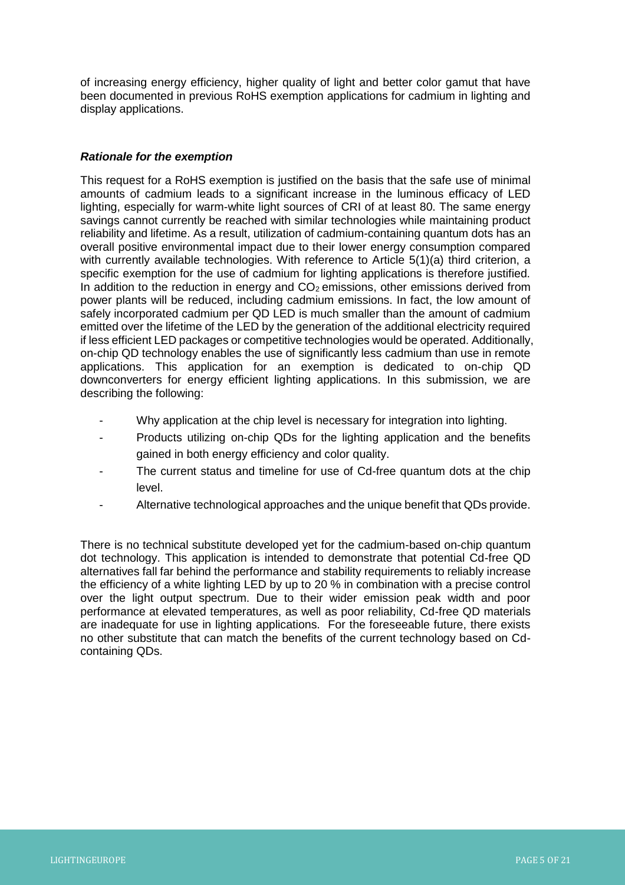of increasing energy efficiency, higher quality of light and better color gamut that have been documented in previous RoHS exemption applications for cadmium in lighting and display applications.

***Rationale for the exemption***

This request for a RoHS exemption is justified on the basis that the safe use of minimal amounts of cadmium leads to a significant increase in the luminous efficacy of LED lighting, especially for warm-white light sources of CRI of at least 80. The same energy savings cannot currently be reached with similar technologies while maintaining product reliability and lifetime. As a result, utilization of cadmium-containing quantum dots has an overall positive environmental impact due to their lower energy consumption compared with currently available technologies. With reference to Article 5(1)(a) third criterion, a specific exemption for the use of cadmium for lighting applications is therefore justified. In addition to the reduction in energy and $CO_2$ emissions, other emissions derived from power plants will be reduced, including cadmium emissions. In fact, the low amount of safely incorporated cadmium per QD LED is much smaller than the amount of cadmium emitted over the lifetime of the LED by the generation of the additional electricity required if less efficient LED packages or competitive technologies would be operated. Additionally, on-chip QD technology enables the use of significantly less cadmium than use in remote applications. This application for an exemption is dedicated to on-chip QD downconverters for energy efficient lighting applications. In this submission, we are describing the following:

- Why application at the chip level is necessary for integration into lighting.
- Products utilizing on-chip QDs for the lighting application and the benefits gained in both energy efficiency and color quality.
- The current status and timeline for use of Cd-free quantum dots at the chip level.
- Alternative technological approaches and the unique benefit that QDs provide.

There is no technical substitute developed yet for the cadmium-based on-chip quantum dot technology. This application is intended to demonstrate that potential Cd-free QD alternatives fall far behind the performance and stability requirements to reliably increase the efficiency of a white lighting LED by up to 20 % in combination with a precise control over the light output spectrum. Due to their wider emission peak width and poor performance at elevated temperatures, as well as poor reliability, Cd-free QD materials are inadequate for use in lighting applications. For the foreseeable future, there exists no other substitute that can match the benefits of the current technology based on Cd-containing QDs.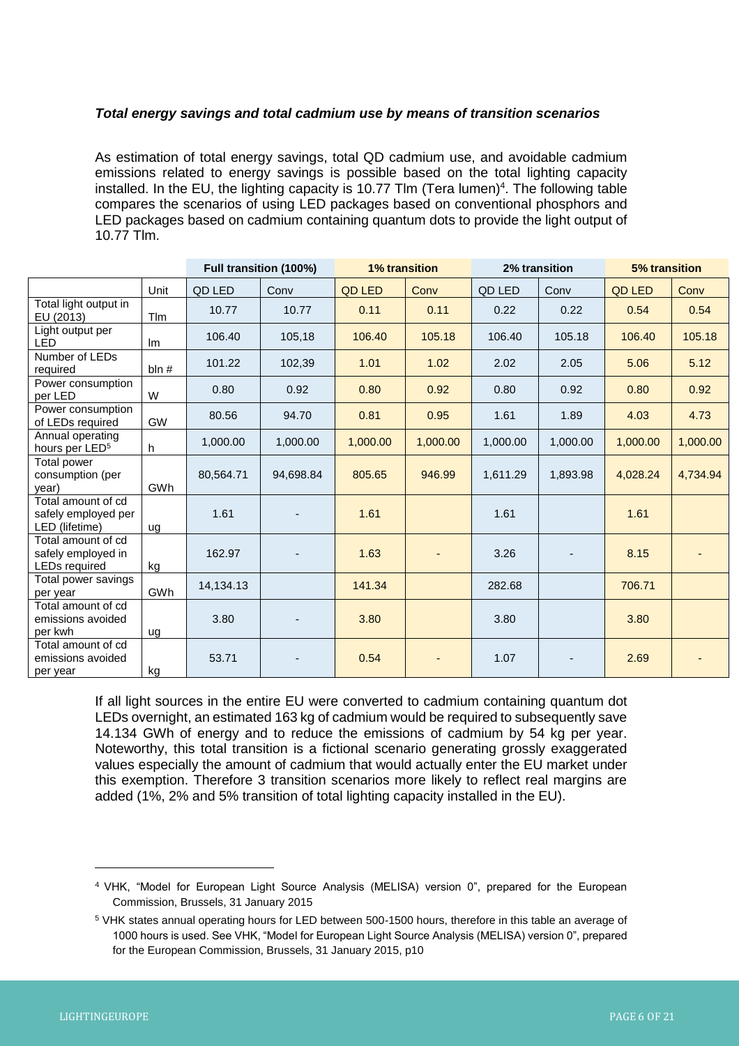***Total energy savings and total cadmium use by means of transition scenarios***

As estimation of total energy savings, total QD cadmium use, and avoidable cadmium emissions related to energy savings is possible based on the total lighting capacity installed. In the EU, the lighting capacity is 10.77 Tlm (Tera lumen)[4]. The following table compares the scenarios of using LED packages based on conventional phosphors and LED packages based on cadmium containing quantum dots to provide the light output of 10.77 Tlm.

| | | Full transition (100%) | | 1% transition | | 2% transition | | 5% transition | |
|---|---|---|---|---|---|---|---|---|---|
| | Unit | QD LED | Conv | QD LED | Conv | QD LED | Conv | QD LED | Conv |
| Total light output in EU (2013) | Tlm | 10.77 | 10.77 | 0.11 | 0.11 | 0.22 | 0.22 | 0.54 | 0.54 |
| Light output per LED | lm | 106.40 | 105,18 | 106.40 | 105.18 | 106.40 | 105.18 | 106.40 | 105.18 |
| Number of LEDs required | bln # | 101.22 | 102,39 | 1.01 | 1.02 | 2.02 | 2.05 | 5.06 | 5.12 |
| Power consumption per LED | W | 0.80 | 0.92 | 0.80 | 0.92 | 0.80 | 0.92 | 0.80 | 0.92 |
| Power consumption of LEDs required | GW | 80.56 | 94.70 | 0.81 | 0.95 | 1.61 | 1.89 | 4.03 | 4.73 |
| Annual operating hours per LED[5] | h | 1,000.00 | 1,000.00 | 1,000.00 | 1,000.00 | 1,000.00 | 1,000.00 | 1,000.00 | 1,000.00 |
| Total power consumption (per year) | GWh | 80,564.71 | 94,698.84 | 805.65 | 946.99 | 1,611.29 | 1,893.98 | 4,028.24 | 4,734.94 |
| Total amount of cd safely employed per LED (lifetime) | ug | 1.61 | - | 1.61 | | 1.61 | | 1.61 | |
| Total amount of cd safely employed in LEDs required | kg | 162.97 | - | 1.63 | - | 3.26 | - | 8.15 | - |
| Total power savings per year | GWh | 14,134.13 | | 141.34 | | 282.68 | | 706.71 | |
| Total amount of cd emissions avoided per kwh | ug | 3.80 | - | 3.80 | | 3.80 | | 3.80 | |
| Total amount of cd emissions avoided per year | kg | 53.71 | - | 0.54 | - | 1.07 | - | 2.69 | - |

If all light sources in the entire EU were converted to cadmium containing quantum dot LEDs overnight, an estimated 163 kg of cadmium would be required to subsequently save 14.134 GWh of energy and to reduce the emissions of cadmium by 54 kg per year. Noteworthy, this total transition is a fictional scenario generating grossly exaggerated values especially the amount of cadmium that would actually enter the EU market under this exemption. Therefore 3 transition scenarios more likely to reflect real margins are added (1%, 2% and 5% transition of total lighting capacity installed in the EU).

---

[4] VHK, "Model for European Light Source Analysis (MELISA) version 0", prepared for the European Commission, Brussels, 31 January 2015

[5] VHK states annual operating hours for LED between 500-1500 hours, therefore in this table an average of 1000 hours is used. See VHK, "Model for European Light Source Analysis (MELISA) version 0", prepared for the European Commission, Brussels, 31 January 2015, p10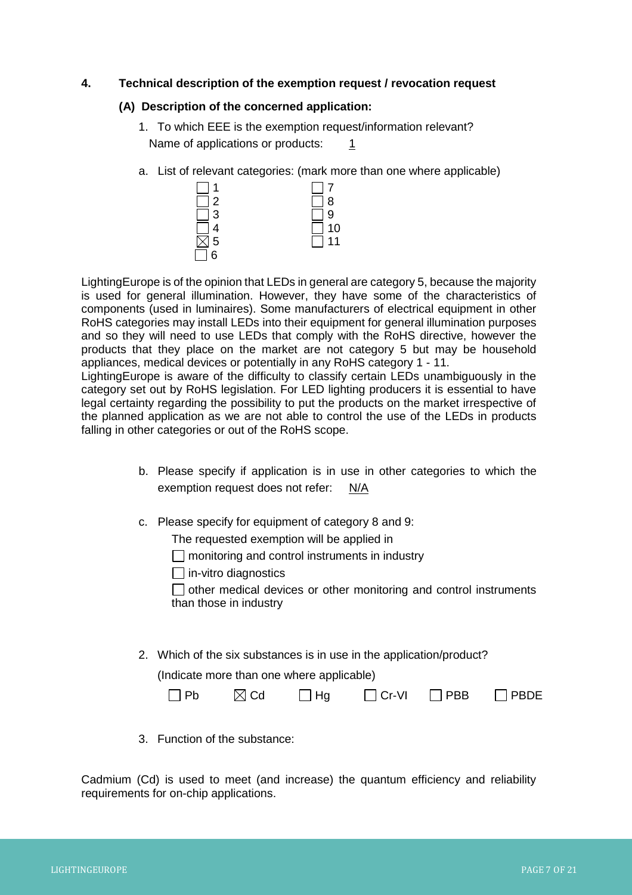## 4. Technical description of the exemption request / revocation request

### (A) Description of the concerned application:

1. To which EEE is the exemption request/information relevant?

   Name of applications or products: 1

a. List of relevant categories: (mark more than one where applicable)

- ☐ 1
- ☐ 2
- ☐ 3
- ☐ 4
- ☒ 5
- ☐ 6
- ☐ 7
- ☐ 8
- ☐ 9
- ☐ 10
- ☐ 11

LightingEurope is of the opinion that LEDs in general are category 5, because the majority is used for general illumination. However, they have some of the characteristics of components (used in luminaires). Some manufacturers of electrical equipment in other RoHS categories may install LEDs into their equipment for general illumination purposes and so they will need to use LEDs that comply with the RoHS directive, however the products that they place on the market are not category 5 but may be household appliances, medical devices or potentially in any RoHS category 1 - 11.

LightingEurope is aware of the difficulty to classify certain LEDs unambiguously in the category set out by RoHS legislation. For LED lighting producers it is essential to have legal certainty regarding the possibility to put the products on the market irrespective of the planned application as we are not able to control the use of the LEDs in products falling in other categories or out of the RoHS scope.

b. Please specify if application is in use in other categories to which the exemption request does not refer: N/A

c. Please specify for equipment of category 8 and 9:

   The requested exemption will be applied in

   - ☐ monitoring and control instruments in industry
   - ☐ in-vitro diagnostics
   - ☐ other medical devices or other monitoring and control instruments than those in industry

2. Which of the six substances is in use in the application/product?

   (Indicate more than one where applicable)

   ☐ Pb ☒ Cd ☐ Hg ☐ Cr-VI ☐ PBB ☐ PBDE

3. Function of the substance:

Cadmium (Cd) is used to meet (and increase) the quantum efficiency and reliability requirements for on-chip applications.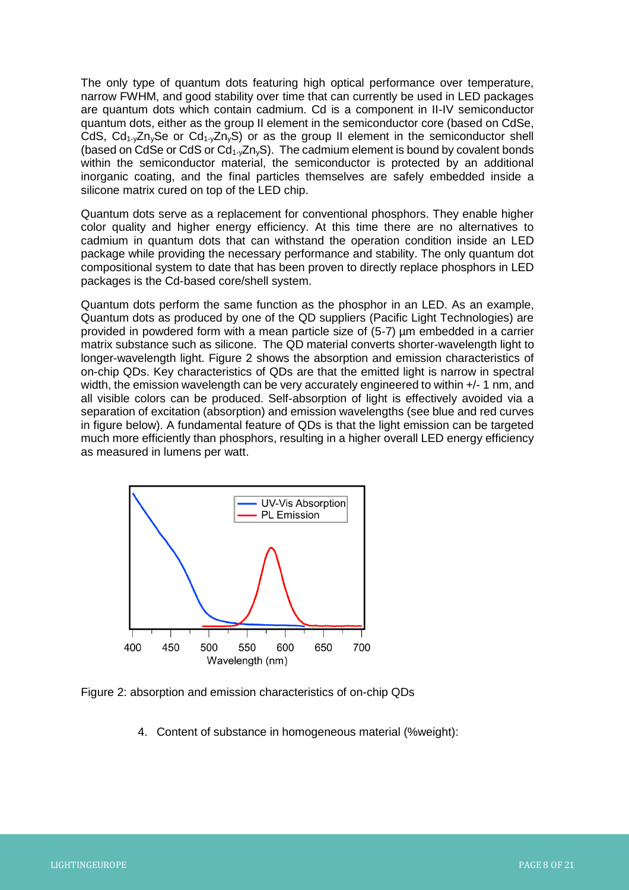The only type of quantum dots featuring high optical performance over temperature, narrow FWHM, and good stability over time that can currently be used in LED packages are quantum dots which contain cadmium. Cd is a component in II-IV semiconductor quantum dots, either as the group II element in the semiconductor core (based on CdSe, CdS, $Cd_{1-y}Zn_ySe$ or $Cd_{1-y}Zn_yS$) or as the group II element in the semiconductor shell (based on CdSe or CdS or $Cd_{1-y}Zn_yS$). The cadmium element is bound by covalent bonds within the semiconductor material, the semiconductor is protected by an additional inorganic coating, and the final particles themselves are safely embedded inside a silicone matrix cured on top of the LED chip.

Quantum dots serve as a replacement for conventional phosphors. They enable higher color quality and higher energy efficiency. At this time there are no alternatives to cadmium in quantum dots that can withstand the operation condition inside an LED package while providing the necessary performance and stability. The only quantum dot compositional system to date that has been proven to directly replace phosphors in LED packages is the Cd-based core/shell system.

Quantum dots perform the same function as the phosphor in an LED. As an example, Quantum dots as produced by one of the QD suppliers (Pacific Light Technologies) are provided in powdered form with a mean particle size of (5-7) µm embedded in a carrier matrix substance such as silicone. The QD material converts shorter-wavelength light to longer-wavelength light. Figure 2 shows the absorption and emission characteristics of on-chip QDs. Key characteristics of QDs are that the emitted light is narrow in spectral width, the emission wavelength can be very accurately engineered to within +/- 1 nm, and all visible colors can be produced. Self-absorption of light is effectively avoided via a separation of excitation (absorption) and emission wavelengths (see blue and red curves in figure below). A fundamental feature of QDs is that the light emission can be targeted much more efficiently than phosphors, resulting in a higher overall LED energy efficiency as measured in lumens per watt.

Figure 2: absorption and emission characteristics of on-chip QDs

4. Content of substance in homogeneous material (%weight):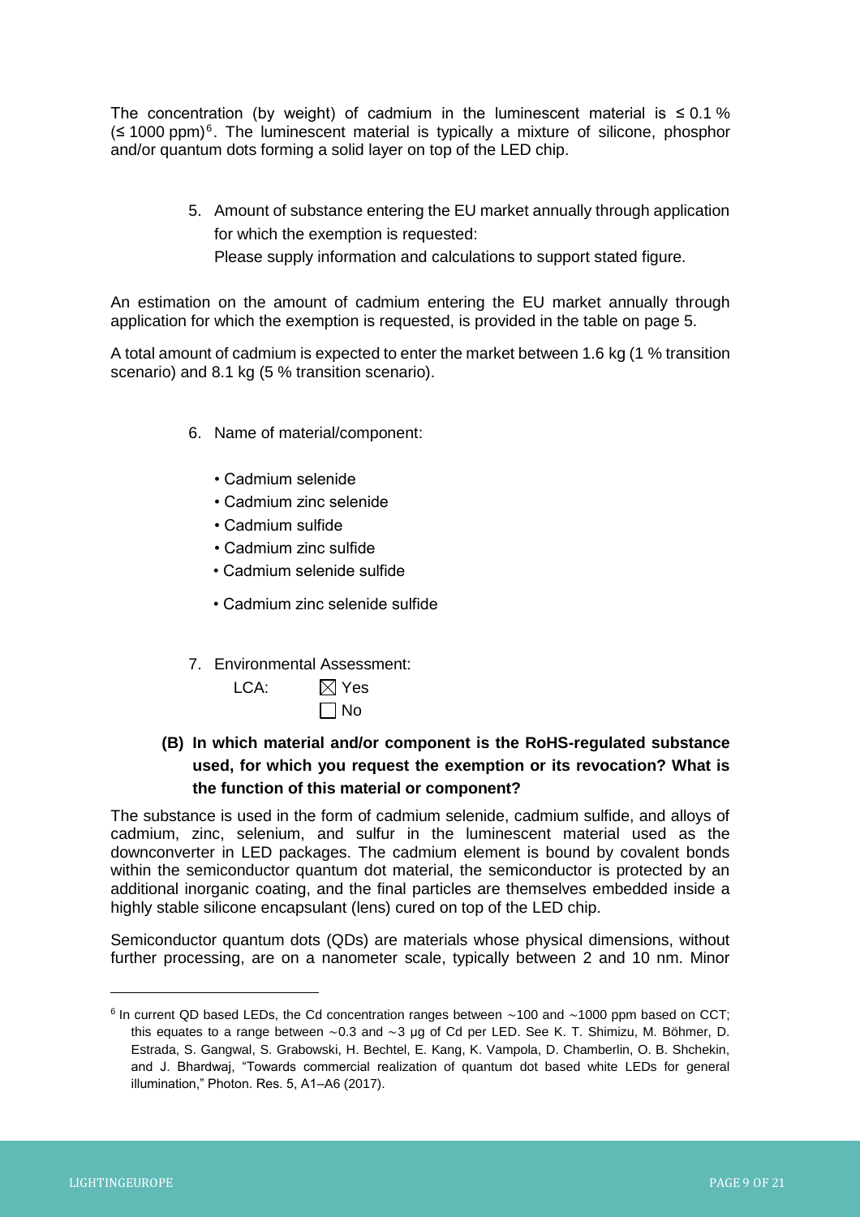The concentration (by weight) of cadmium in the luminescent material is ≤ 0.1 % (≤ 1000 ppm)[6]. The luminescent material is typically a mixture of silicone, phosphor and/or quantum dots forming a solid layer on top of the LED chip.

5. Amount of substance entering the EU market annually through application for which the exemption is requested:
   Please supply information and calculations to support stated figure.

An estimation on the amount of cadmium entering the EU market annually through application for which the exemption is requested, is provided in the table on page 5.

A total amount of cadmium is expected to enter the market between 1.6 kg (1 % transition scenario) and 8.1 kg (5 % transition scenario).

6. Name of material/component:

   - Cadmium selenide
   - Cadmium zinc selenide
   - Cadmium sulfide
   - Cadmium zinc sulfide
   - Cadmium selenide sulfide
   - Cadmium zinc selenide sulfide

7. Environmental Assessment:

   LCA: ☒ Yes
   ☐ No

**(B) In which material and/or component is the RoHS-regulated substance used, for which you request the exemption or its revocation? What is the function of this material or component?**

The substance is used in the form of cadmium selenide, cadmium sulfide, and alloys of cadmium, zinc, selenium, and sulfur in the luminescent material used as the downconverter in LED packages. The cadmium element is bound by covalent bonds within the semiconductor quantum dot material, the semiconductor is protected by an additional inorganic coating, and the final particles are themselves embedded inside a highly stable silicone encapsulant (lens) cured on top of the LED chip.

Semiconductor quantum dots (QDs) are materials whose physical dimensions, without further processing, are on a nanometer scale, typically between 2 and 10 nm. Minor

---

[6] In current QD based LEDs, the Cd concentration ranges between ∼100 and ∼1000 ppm based on CCT; this equates to a range between ∼0.3 and ∼3 µg of Cd per LED. See K. T. Shimizu, M. Böhmer, D. Estrada, S. Gangwal, S. Grabowski, H. Bechtel, E. Kang, K. Vampola, D. Chamberlin, O. B. Shchekin, and J. Bhardwaj, "Towards commercial realization of quantum dot based white LEDs for general illumination," Photon. Res. 5, A1–A6 (2017).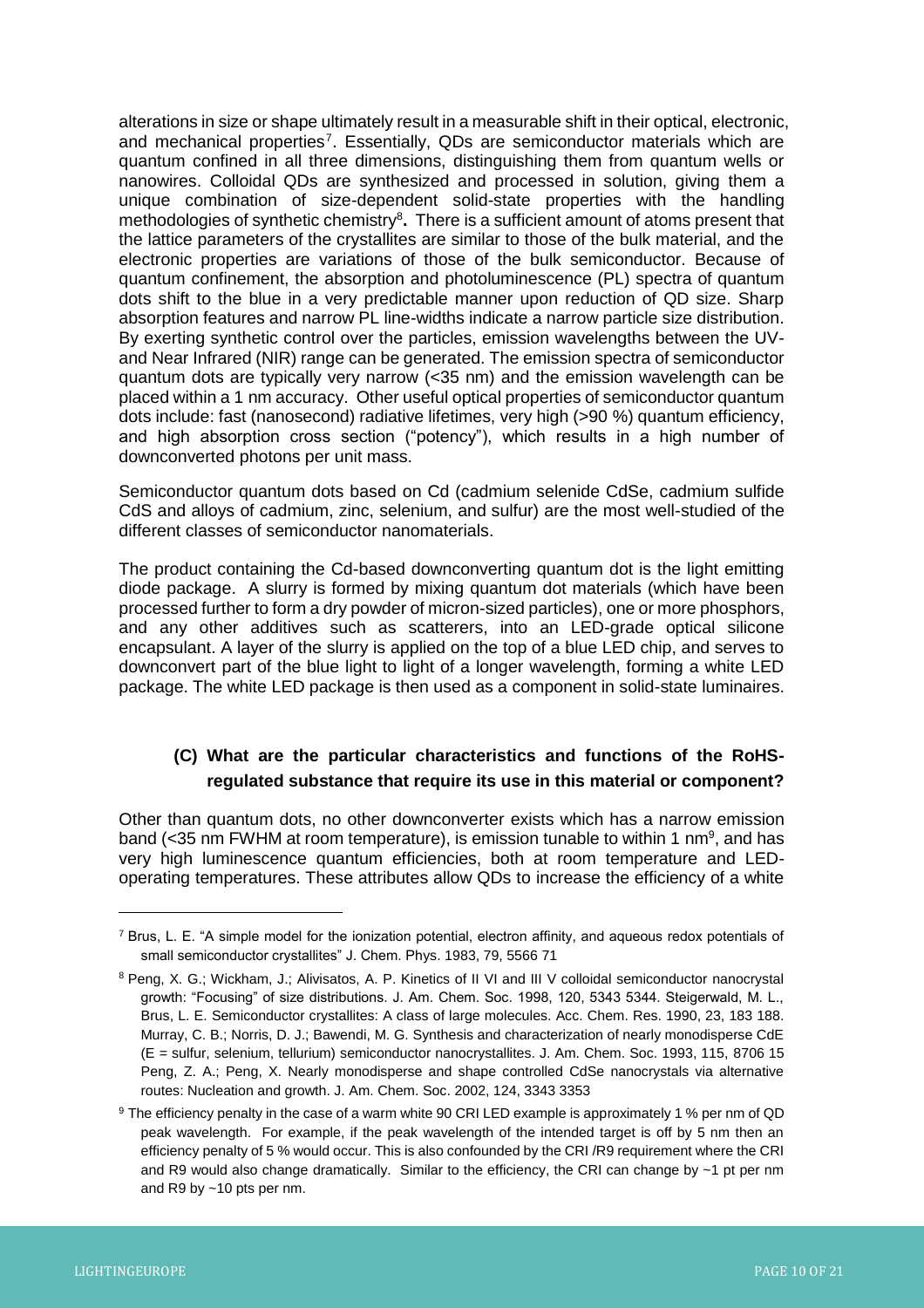alterations in size or shape ultimately result in a measurable shift in their optical, electronic, and mechanical properties[7]. Essentially, QDs are semiconductor materials which are quantum confined in all three dimensions, distinguishing them from quantum wells or nanowires. Colloidal QDs are synthesized and processed in solution, giving them a unique combination of size-dependent solid-state properties with the handling methodologies of synthetic chemistry[8]**.** There is a sufficient amount of atoms present that the lattice parameters of the crystallites are similar to those of the bulk material, and the electronic properties are variations of those of the bulk semiconductor. Because of quantum confinement, the absorption and photoluminescence (PL) spectra of quantum dots shift to the blue in a very predictable manner upon reduction of QD size. Sharp absorption features and narrow PL line-widths indicate a narrow particle size distribution. By exerting synthetic control over the particles, emission wavelengths between the UV- and Near Infrared (NIR) range can be generated. The emission spectra of semiconductor quantum dots are typically very narrow (<35 nm) and the emission wavelength can be placed within a 1 nm accuracy. Other useful optical properties of semiconductor quantum dots include: fast (nanosecond) radiative lifetimes, very high (>90 %) quantum efficiency, and high absorption cross section ("potency"), which results in a high number of downconverted photons per unit mass.

Semiconductor quantum dots based on Cd (cadmium selenide CdSe, cadmium sulfide CdS and alloys of cadmium, zinc, selenium, and sulfur) are the most well-studied of the different classes of semiconductor nanomaterials.

The product containing the Cd-based downconverting quantum dot is the light emitting diode package. A slurry is formed by mixing quantum dot materials (which have been processed further to form a dry powder of micron-sized particles), one or more phosphors, and any other additives such as scatterers, into an LED-grade optical silicone encapsulant. A layer of the slurry is applied on the top of a blue LED chip, and serves to downconvert part of the blue light to light of a longer wavelength, forming a white LED package. The white LED package is then used as a component in solid-state luminaires.

### (C) What are the particular characteristics and functions of the RoHS-regulated substance that require its use in this material or component?

Other than quantum dots, no other downconverter exists which has a narrow emission band (<35 nm FWHM at room temperature), is emission tunable to within 1 nm[9], and has very high luminescence quantum efficiencies, both at room temperature and LED-operating temperatures. These attributes allow QDs to increase the efficiency of a white

---

[7] Brus, L. E. "A simple model for the ionization potential, electron affinity, and aqueous redox potentials of small semiconductor crystallites" J. Chem. Phys. 1983, 79, 5566 71

[8] Peng, X. G.; Wickham, J.; Alivisatos, A. P. Kinetics of II VI and III V colloidal semiconductor nanocrystal growth: "Focusing" of size distributions. J. Am. Chem. Soc. 1998, 120, 5343 5344. Steigerwald, M. L., Brus, L. E. Semiconductor crystallites: A class of large molecules. Acc. Chem. Res. 1990, 23, 183 188. Murray, C. B.; Norris, D. J.; Bawendi, M. G. Synthesis and characterization of nearly monodisperse CdE (E = sulfur, selenium, tellurium) semiconductor nanocrystallites. J. Am. Chem. Soc. 1993, 115, 8706 15 Peng, Z. A.; Peng, X. Nearly monodisperse and shape controlled CdSe nanocrystals via alternative routes: Nucleation and growth. J. Am. Chem. Soc. 2002, 124, 3343 3353

[9] The efficiency penalty in the case of a warm white 90 CRI LED example is approximately 1 % per nm of QD peak wavelength. For example, if the peak wavelength of the intended target is off by 5 nm then an efficiency penalty of 5 % would occur. This is also confounded by the CRI /R9 requirement where the CRI and R9 would also change dramatically. Similar to the efficiency, the CRI can change by ~1 pt per nm and R9 by ~10 pts per nm.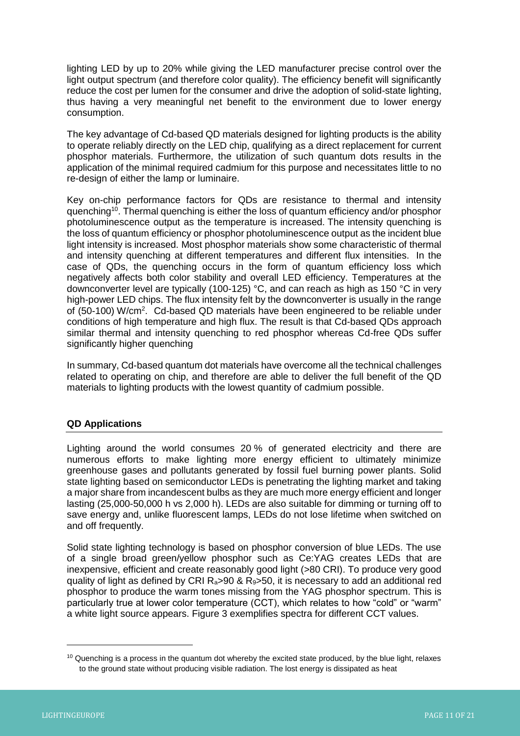lighting LED by up to 20% while giving the LED manufacturer precise control over the light output spectrum (and therefore color quality). The efficiency benefit will significantly reduce the cost per lumen for the consumer and drive the adoption of solid-state lighting, thus having a very meaningful net benefit to the environment due to lower energy consumption.

The key advantage of Cd-based QD materials designed for lighting products is the ability to operate reliably directly on the LED chip, qualifying as a direct replacement for current phosphor materials. Furthermore, the utilization of such quantum dots results in the application of the minimal required cadmium for this purpose and necessitates little to no re-design of either the lamp or luminaire.

Key on-chip performance factors for QDs are resistance to thermal and intensity quenching[10]. Thermal quenching is either the loss of quantum efficiency and/or phosphor photoluminescence output as the temperature is increased. The intensity quenching is the loss of quantum efficiency or phosphor photoluminescence output as the incident blue light intensity is increased. Most phosphor materials show some characteristic of thermal and intensity quenching at different temperatures and different flux intensities. In the case of QDs, the quenching occurs in the form of quantum efficiency loss which negatively affects both color stability and overall LED efficiency. Temperatures at the downconverter level are typically (100-125) °C, and can reach as high as 150 °C in very high-power LED chips. The flux intensity felt by the downconverter is usually in the range of (50-100) W/cm$^2$. Cd-based QD materials have been engineered to be reliable under conditions of high temperature and high flux. The result is that Cd-based QDs approach similar thermal and intensity quenching to red phosphor whereas Cd-free QDs suffer significantly higher quenching

In summary, Cd-based quantum dot materials have overcome all the technical challenges related to operating on chip, and therefore are able to deliver the full benefit of the QD materials to lighting products with the lowest quantity of cadmium possible.

## QD Applications

Lighting around the world consumes 20 % of generated electricity and there are numerous efforts to make lighting more energy efficient to ultimately minimize greenhouse gases and pollutants generated by fossil fuel burning power plants. Solid state lighting based on semiconductor LEDs is penetrating the lighting market and taking a major share from incandescent bulbs as they are much more energy efficient and longer lasting (25,000-50,000 h vs 2,000 h). LEDs are also suitable for dimming or turning off to save energy and, unlike fluorescent lamps, LEDs do not lose lifetime when switched on and off frequently.

Solid state lighting technology is based on phosphor conversion of blue LEDs. The use of a single broad green/yellow phosphor such as Ce:YAG creates LEDs that are inexpensive, efficient and create reasonably good light (>80 CRI). To produce very good quality of light as defined by CRI $R_a$>90 & $R_9$>50, it is necessary to add an additional red phosphor to produce the warm tones missing from the YAG phosphor spectrum. This is particularly true at lower color temperature (CCT), which relates to how "cold" or "warm" a white light source appears. Figure 3 exemplifies spectra for different CCT values.

[10] Quenching is a process in the quantum dot whereby the excited state produced, by the blue light, relaxes to the ground state without producing visible radiation. The lost energy is dissipated as heat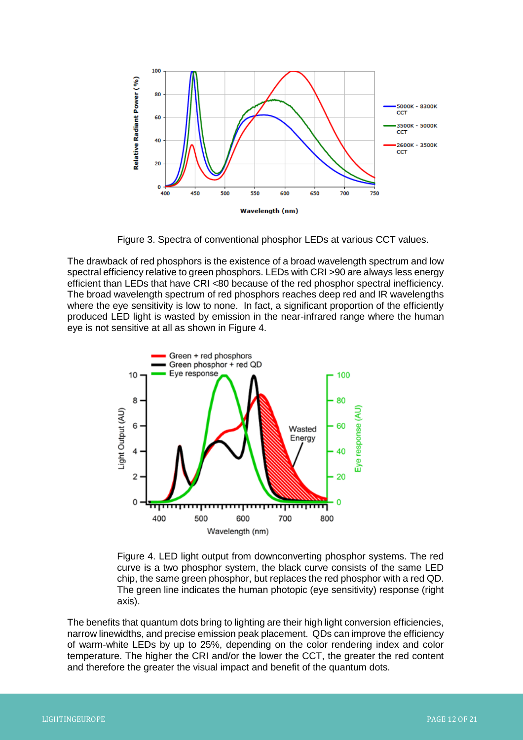Figure 3. Spectra of conventional phosphor LEDs at various CCT values.

The drawback of red phosphors is the existence of a broad wavelength spectrum and low spectral efficiency relative to green phosphors. LEDs with CRI >90 are always less energy efficient than LEDs that have CRI <80 because of the red phosphor spectral inefficiency. The broad wavelength spectrum of red phosphors reaches deep red and IR wavelengths where the eye sensitivity is low to none. In fact, a significant proportion of the efficiently produced LED light is wasted by emission in the near-infrared range where the human eye is not sensitive at all as shown in Figure 4.

Figure 4. LED light output from downconverting phosphor systems. The red curve is a two phosphor system, the black curve consists of the same LED chip, the same green phosphor, but replaces the red phosphor with a red QD. The green line indicates the human photopic (eye sensitivity) response (right axis).

The benefits that quantum dots bring to lighting are their high light conversion efficiencies, narrow linewidths, and precise emission peak placement. QDs can improve the efficiency of warm-white LEDs by up to 25%, depending on the color rendering index and color temperature. The higher the CRI and/or the lower the CCT, the greater the red content and therefore the greater the visual impact and benefit of the quantum dots.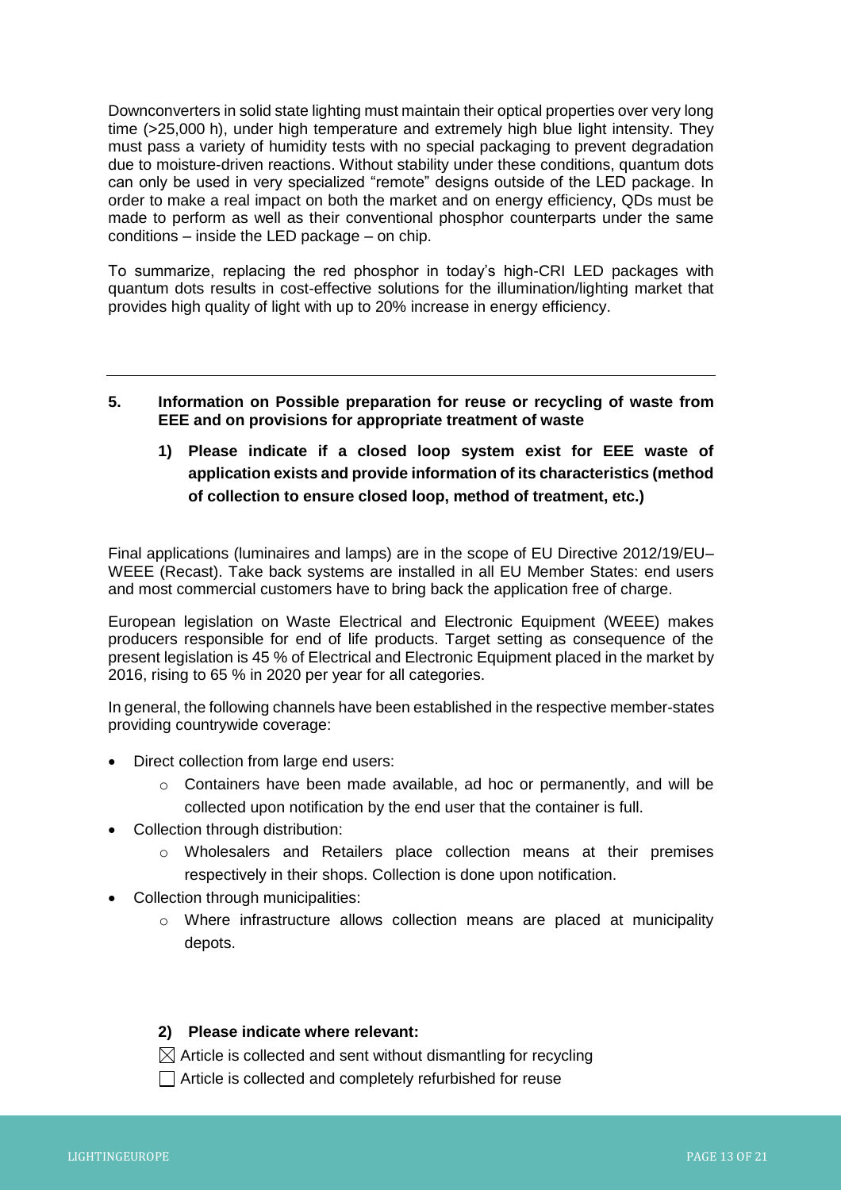Downconverters in solid state lighting must maintain their optical properties over very long time (>25,000 h), under high temperature and extremely high blue light intensity. They must pass a variety of humidity tests with no special packaging to prevent degradation due to moisture-driven reactions. Without stability under these conditions, quantum dots can only be used in very specialized "remote" designs outside of the LED package. In order to make a real impact on both the market and on energy efficiency, QDs must be made to perform as well as their conventional phosphor counterparts under the same conditions – inside the LED package – on chip.

To summarize, replacing the red phosphor in today's high-CRI LED packages with quantum dots results in cost-effective solutions for the illumination/lighting market that provides high quality of light with up to 20% increase in energy efficiency.

---

## 5. Information on Possible preparation for reuse or recycling of waste from EEE and on provisions for appropriate treatment of waste

### 1) Please indicate if a closed loop system exist for EEE waste of application exists and provide information of its characteristics (method of collection to ensure closed loop, method of treatment, etc.)

Final applications (luminaires and lamps) are in the scope of EU Directive 2012/19/EU–WEEE (Recast). Take back systems are installed in all EU Member States: end users and most commercial customers have to bring back the application free of charge.

European legislation on Waste Electrical and Electronic Equipment (WEEE) makes producers responsible for end of life products. Target setting as consequence of the present legislation is 45 % of Electrical and Electronic Equipment placed in the market by 2016, rising to 65 % in 2020 per year for all categories.

In general, the following channels have been established in the respective member-states providing countrywide coverage:

- Direct collection from large end users:
  - Containers have been made available, ad hoc or permanently, and will be collected upon notification by the end user that the container is full.
- Collection through distribution:
  - Wholesalers and Retailers place collection means at their premises respectively in their shops. Collection is done upon notification.
- Collection through municipalities:
  - Where infrastructure allows collection means are placed at municipality depots.

### 2) Please indicate where relevant:

☒ Article is collected and sent without dismantling for recycling

☐ Article is collected and completely refurbished for reuse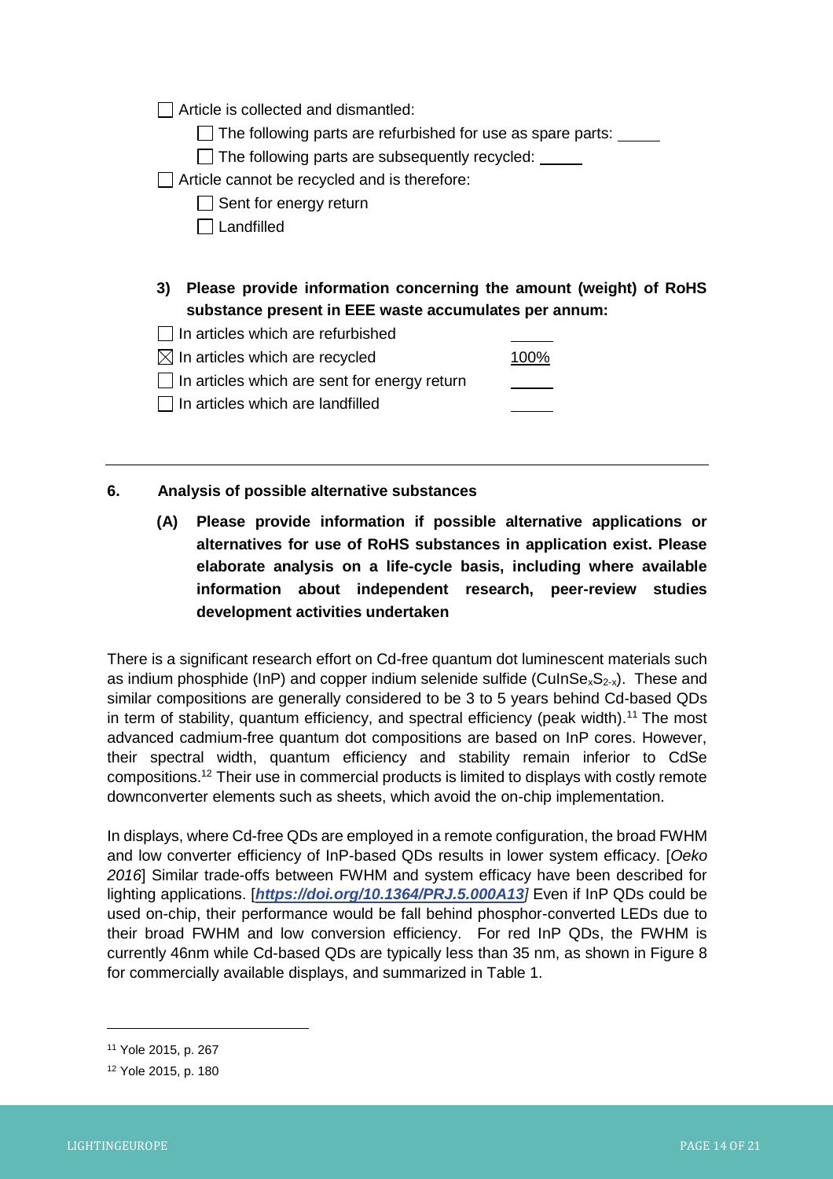☐ Article is collected and dismantled:

  ☐ The following parts are refurbished for use as spare parts: _____

  ☐ The following parts are subsequently recycled: _____

☐ Article cannot be recycled and is therefore:

  ☐ Sent for energy return

  ☐ Landfilled

**3) Please provide information concerning the amount (weight) of RoHS substance present in EEE waste accumulates per annum:**

| | |
|---|---|
| ☐ In articles which are refurbished | _____ |
| ☒ In articles which are recycled | 100% |
| ☐ In articles which are sent for energy return | _____ |
| ☐ In articles which are landfilled | _____ |

---

## 6. Analysis of possible alternative substances

**(A) Please provide information if possible alternative applications or alternatives for use of RoHS substances in application exist. Please elaborate analysis on a life-cycle basis, including where available information about independent research, peer-review studies development activities undertaken**

There is a significant research effort on Cd-free quantum dot luminescent materials such as indium phosphide (InP) and copper indium selenide sulfide ($CuInSe_xS_{2-x}$). These and similar compositions are generally considered to be 3 to 5 years behind Cd-based QDs in term of stability, quantum efficiency, and spectral efficiency (peak width).[11] The most advanced cadmium-free quantum dot compositions are based on InP cores. However, their spectral width, quantum efficiency and stability remain inferior to CdSe compositions.[12] Their use in commercial products is limited to displays with costly remote downconverter elements such as sheets, which avoid the on-chip implementation.

In displays, where Cd-free QDs are employed in a remote configuration, the broad FWHM and low converter efficiency of InP-based QDs results in lower system efficacy. [*Oeko 2016*] Similar trade-offs between FWHM and system efficacy have been described for lighting applications. [***https://doi.org/10.1364/PRJ.5.000A13***] Even if InP QDs could be used on-chip, their performance would be fall behind phosphor-converted LEDs due to their broad FWHM and low conversion efficiency. For red InP QDs, the FWHM is currently 46nm while Cd-based QDs are typically less than 35 nm, as shown in Figure 8 for commercially available displays, and summarized in Table 1.

---

[11] Yole 2015, p. 267

[12] Yole 2015, p. 180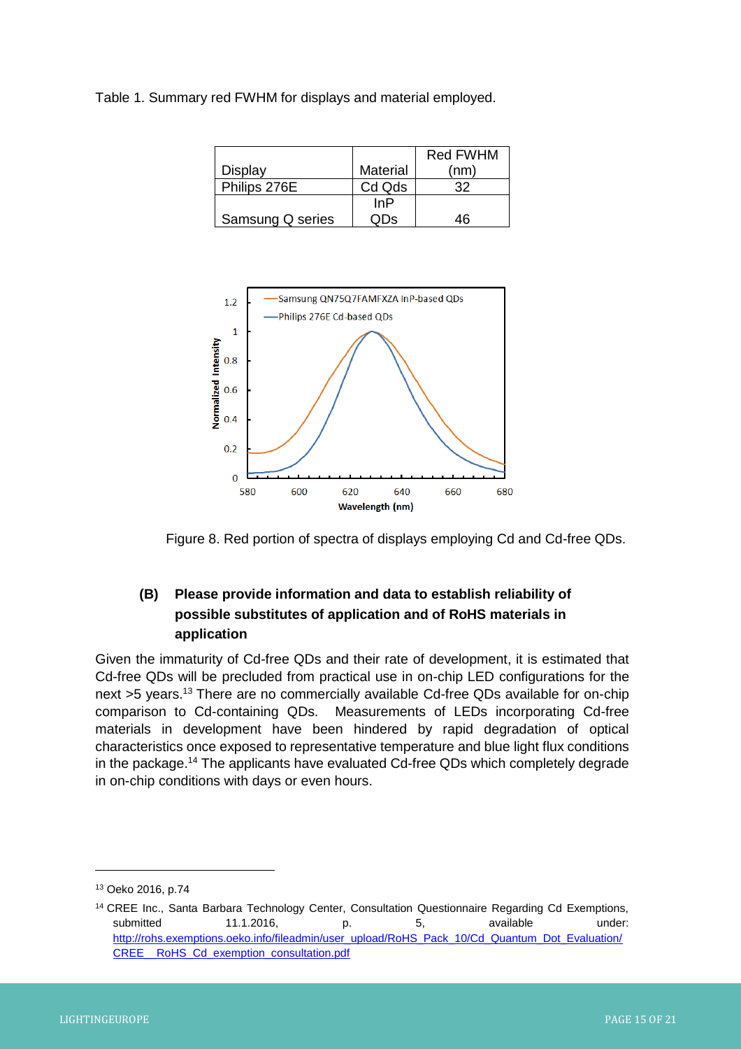Table 1. Summary red FWHM for displays and material employed.

| Display | Material | Red FWHM (nm) |
|---|---|---|
| Philips 276E | Cd Qds | 32 |
| Samsung Q series | InP QDs | 46 |

Figure 8. Red portion of spectra of displays employing Cd and Cd-free QDs.

### (B) Please provide information and data to establish reliability of possible substitutes of application and of RoHS materials in application

Given the immaturity of Cd-free QDs and their rate of development, it is estimated that Cd-free QDs will be precluded from practical use in on-chip LED configurations for the next >5 years.[13] There are no commercially available Cd-free QDs available for on-chip comparison to Cd-containing QDs. Measurements of LEDs incorporating Cd-free materials in development have been hindered by rapid degradation of optical characteristics once exposed to representative temperature and blue light flux conditions in the package.[14] The applicants have evaluated Cd-free QDs which completely degrade in on-chip conditions with days or even hours.

---

[13] Oeko 2016, p.74

[14] CREE Inc., Santa Barbara Technology Center, Consultation Questionnaire Regarding Cd Exemptions, submitted 11.1.2016, p. 5, available under: http://rohs.exemptions.oeko.info/fileadmin/user_upload/RoHS_Pack_10/Cd_Quantum_Dot_Evaluation/CREE__RoHS_Cd_exemption_consultation.pdf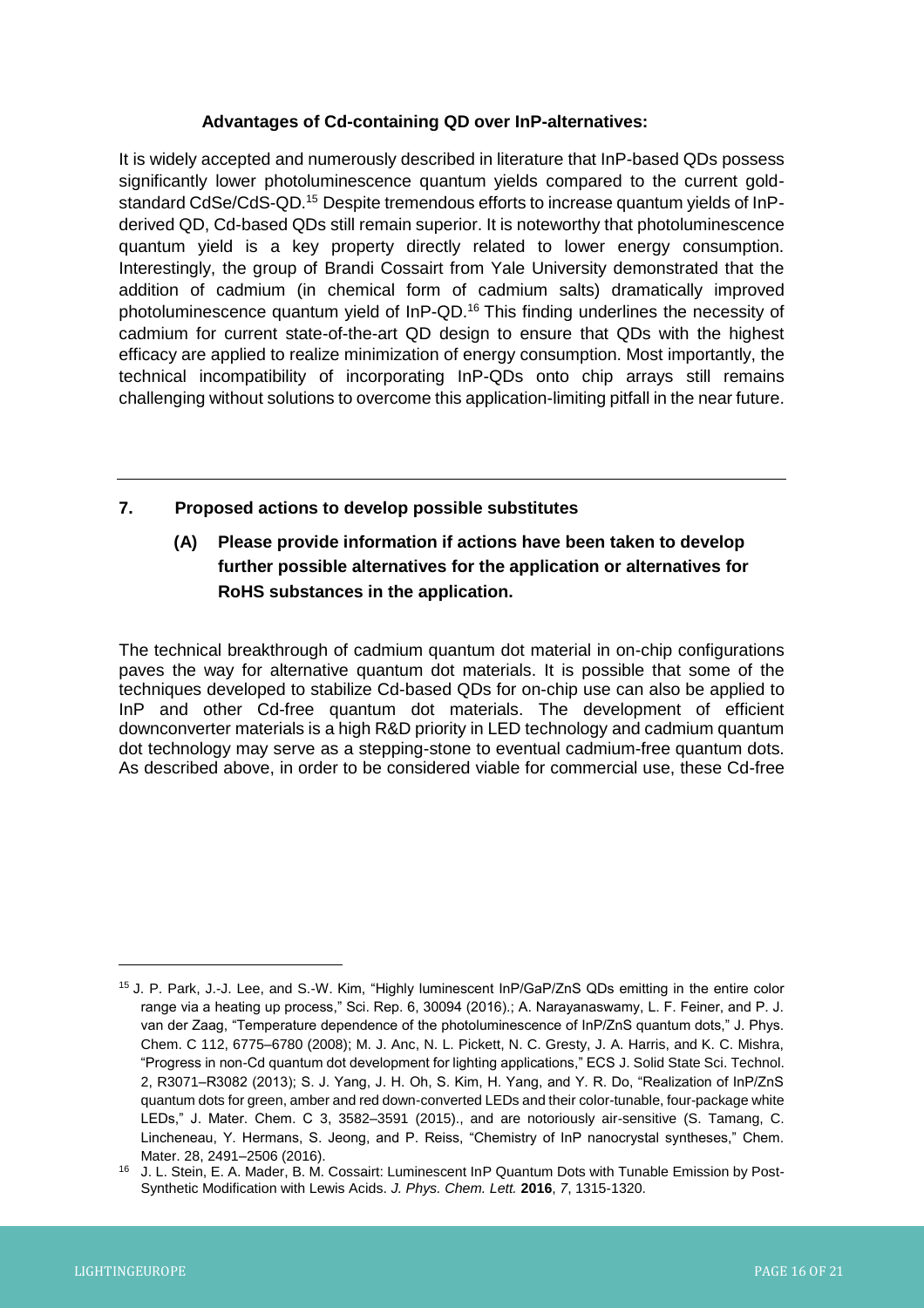**Advantages of Cd-containing QD over InP-alternatives:**

It is widely accepted and numerously described in literature that InP-based QDs possess significantly lower photoluminescence quantum yields compared to the current gold-standard CdSe/CdS-QD.[15] Despite tremendous efforts to increase quantum yields of InP-derived QD, Cd-based QDs still remain superior. It is noteworthy that photoluminescence quantum yield is a key property directly related to lower energy consumption. Interestingly, the group of Brandi Cossairt from Yale University demonstrated that the addition of cadmium (in chemical form of cadmium salts) dramatically improved photoluminescence quantum yield of InP-QD.[16] This finding underlines the necessity of cadmium for current state-of-the-art QD design to ensure that QDs with the highest efficacy are applied to realize minimization of energy consumption. Most importantly, the technical incompatibility of incorporating InP-QDs onto chip arrays still remains challenging without solutions to overcome this application-limiting pitfall in the near future.

---

## 7. Proposed actions to develop possible substitutes

### (A) Please provide information if actions have been taken to develop further possible alternatives for the application or alternatives for RoHS substances in the application.

The technical breakthrough of cadmium quantum dot material in on-chip configurations paves the way for alternative quantum dot materials. It is possible that some of the techniques developed to stabilize Cd-based QDs for on-chip use can also be applied to InP and other Cd-free quantum dot materials. The development of efficient downconverter materials is a high R&D priority in LED technology and cadmium quantum dot technology may serve as a stepping-stone to eventual cadmium-free quantum dots. As described above, in order to be considered viable for commercial use, these Cd-free

---

[15] J. P. Park, J.-J. Lee, and S.-W. Kim, "Highly luminescent InP/GaP/ZnS QDs emitting in the entire color range via a heating up process," Sci. Rep. 6, 30094 (2016).; A. Narayanaswamy, L. F. Feiner, and P. J. van der Zaag, "Temperature dependence of the photoluminescence of InP/ZnS quantum dots," J. Phys. Chem. C 112, 6775–6780 (2008); M. J. Anc, N. L. Pickett, N. C. Gresty, J. A. Harris, and K. C. Mishra, "Progress in non-Cd quantum dot development for lighting applications," ECS J. Solid State Sci. Technol. 2, R3071–R3082 (2013); S. J. Yang, J. H. Oh, S. Kim, H. Yang, and Y. R. Do, "Realization of InP/ZnS quantum dots for green, amber and red down-converted LEDs and their color-tunable, four-package white LEDs," J. Mater. Chem. C 3, 3582–3591 (2015)., and are notoriously air-sensitive (S. Tamang, C. Lincheneau, Y. Hermans, S. Jeong, and P. Reiss, "Chemistry of InP nanocrystal syntheses," Chem. Mater. 28, 2491–2506 (2016).

[16] J. L. Stein, E. A. Mader, B. M. Cossairt: Luminescent InP Quantum Dots with Tunable Emission by Post-Synthetic Modification with Lewis Acids. *J. Phys. Chem. Lett.* **2016**, *7*, 1315-1320.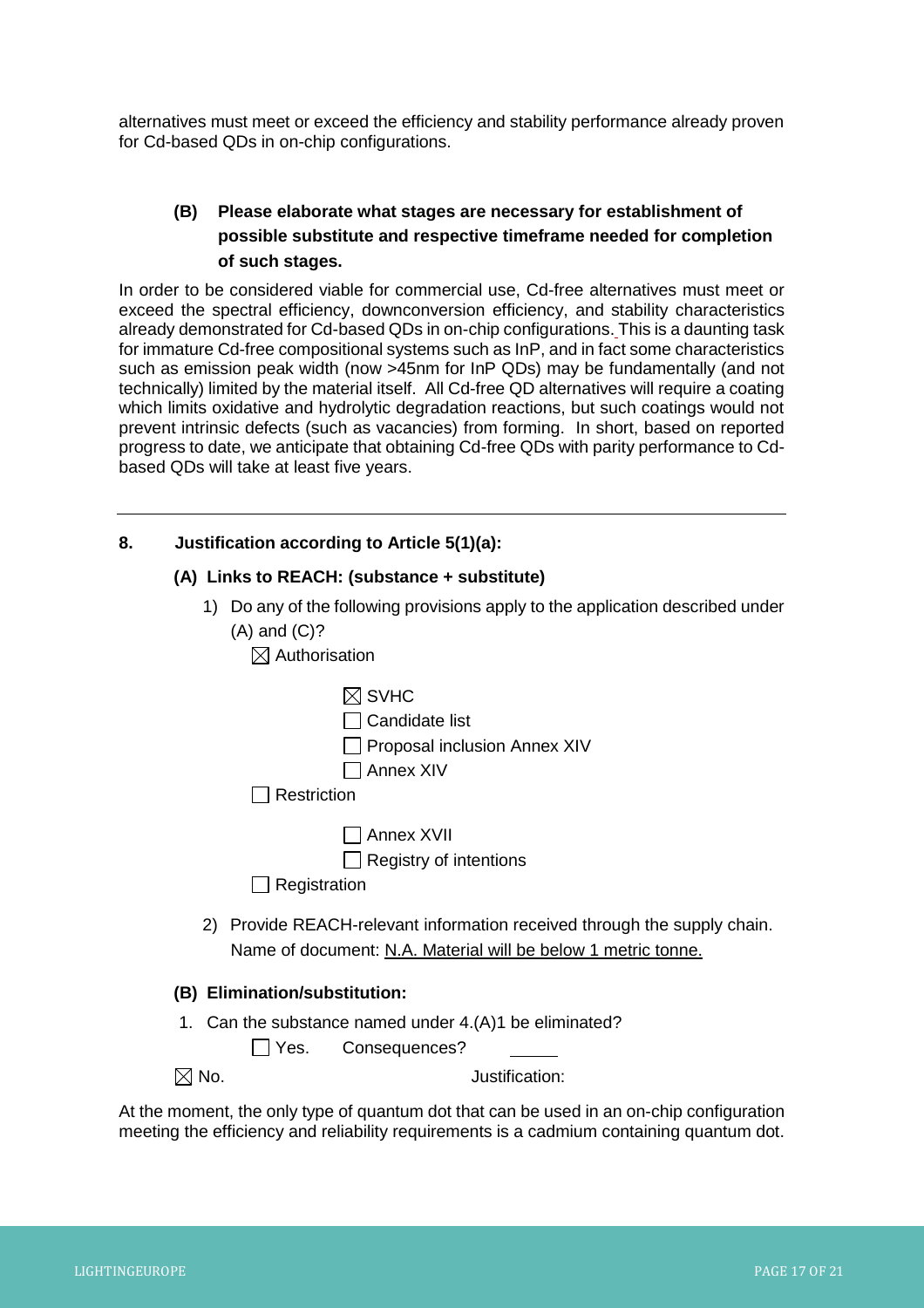alternatives must meet or exceed the efficiency and stability performance already proven for Cd-based QDs in on-chip configurations.

**(B) Please elaborate what stages are necessary for establishment of possible substitute and respective timeframe needed for completion of such stages.**

In order to be considered viable for commercial use, Cd-free alternatives must meet or exceed the spectral efficiency, downconversion efficiency, and stability characteristics already demonstrated for Cd-based QDs in on-chip configurations. This is a daunting task for immature Cd-free compositional systems such as InP, and in fact some characteristics such as emission peak width (now >45nm for InP QDs) may be fundamentally (and not technically) limited by the material itself. All Cd-free QD alternatives will require a coating which limits oxidative and hydrolytic degradation reactions, but such coatings would not prevent intrinsic defects (such as vacancies) from forming. In short, based on reported progress to date, we anticipate that obtaining Cd-free QDs with parity performance to Cd-based QDs will take at least five years.

---

**8. Justification according to Article 5(1)(a):**

**(A) Links to REACH: (substance + substitute)**

1) Do any of the following provisions apply to the application described under (A) and (C)?

   ☒ Authorisation

      ☒ SVHC
      ☐ Candidate list
      ☐ Proposal inclusion Annex XIV
      ☐ Annex XIV

   ☐ Restriction

      ☐ Annex XVII
      ☐ Registry of intentions

   ☐ Registration

2) Provide REACH-relevant information received through the supply chain.
   Name of document: N.A. Material will be below 1 metric tonne.

**(B) Elimination/substitution:**

1. Can the substance named under 4.(A)1 be eliminated?

   ☐ Yes. Consequences? _____

☒ No. Justification:

At the moment, the only type of quantum dot that can be used in an on-chip configuration meeting the efficiency and reliability requirements is a cadmium containing quantum dot.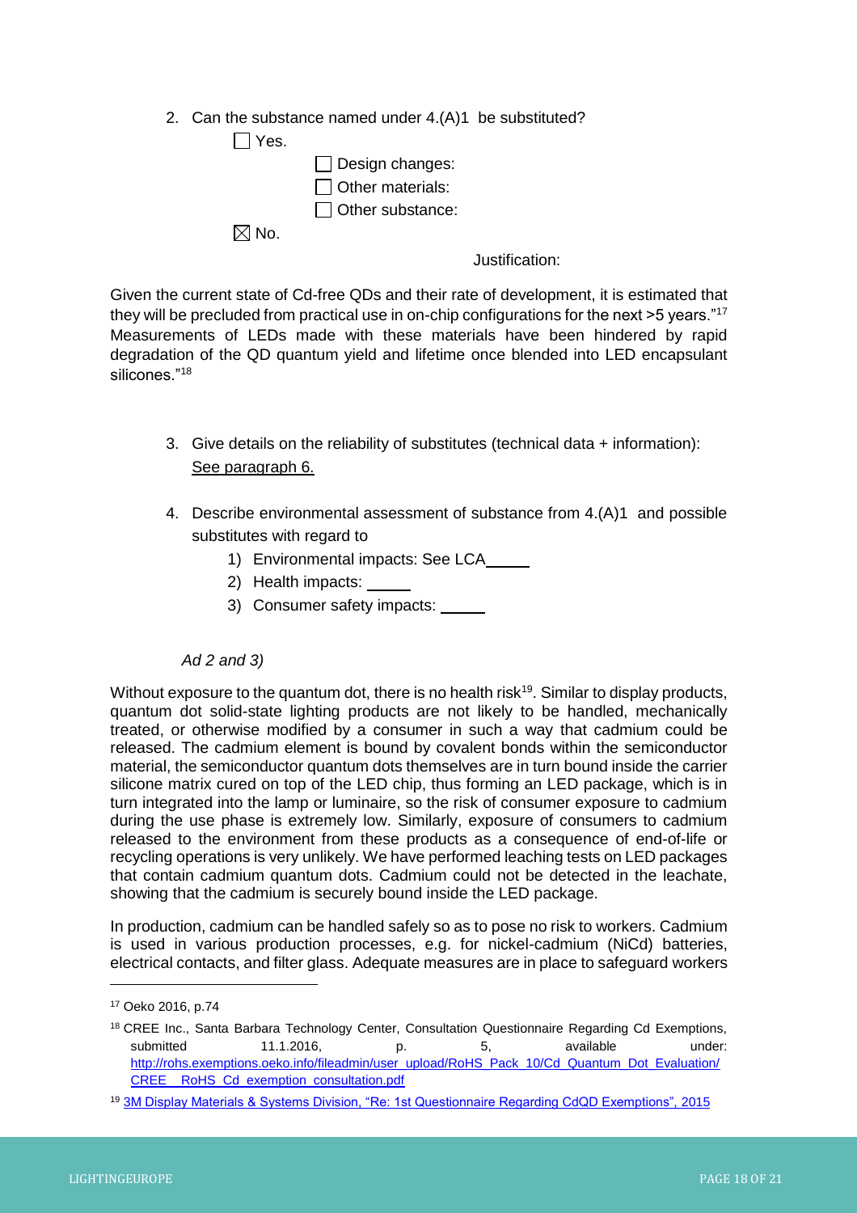2. Can the substance named under 4.(A)1 be substituted?

   ☐ Yes.

   ☐ Design changes:

   ☐ Other materials:

   ☐ Other substance:

   ☒ No.

Justification:

Given the current state of Cd-free QDs and their rate of development, it is estimated that they will be precluded from practical use in on-chip configurations for the next >5 years."[17] Measurements of LEDs made with these materials have been hindered by rapid degradation of the QD quantum yield and lifetime once blended into LED encapsulant silicones."[18]

3. Give details on the reliability of substitutes (technical data + information): See paragraph 6.

4. Describe environmental assessment of substance from 4.(A)1 and possible substitutes with regard to
   1) Environmental impacts: See LCA_____
   2) Health impacts: _____
   3) Consumer safety impacts: _____

*Ad 2 and 3)*

Without exposure to the quantum dot, there is no health risk[19]. Similar to display products, quantum dot solid-state lighting products are not likely to be handled, mechanically treated, or otherwise modified by a consumer in such a way that cadmium could be released. The cadmium element is bound by covalent bonds within the semiconductor material, the semiconductor quantum dots themselves are in turn bound inside the carrier silicone matrix cured on top of the LED chip, thus forming an LED package, which is in turn integrated into the lamp or luminaire, so the risk of consumer exposure to cadmium during the use phase is extremely low. Similarly, exposure of consumers to cadmium released to the environment from these products as a consequence of end-of-life or recycling operations is very unlikely. We have performed leaching tests on LED packages that contain cadmium quantum dots. Cadmium could not be detected in the leachate, showing that the cadmium is securely bound inside the LED package.

In production, cadmium can be handled safely so as to pose no risk to workers. Cadmium is used in various production processes, e.g. for nickel-cadmium (NiCd) batteries, electrical contacts, and filter glass. Adequate measures are in place to safeguard workers

---

[17] Oeko 2016, p.74

[18] CREE Inc., Santa Barbara Technology Center, Consultation Questionnaire Regarding Cd Exemptions, submitted 11.1.2016, p. 5, available under: http://rohs.exemptions.oeko.info/fileadmin/user_upload/RoHS_Pack_10/Cd_Quantum_Dot_Evaluation/CREE__RoHS_Cd_exemption_consultation.pdf

[19] 3M Display Materials & Systems Division, "Re: 1st Questionnaire Regarding CdQD Exemptions", 2015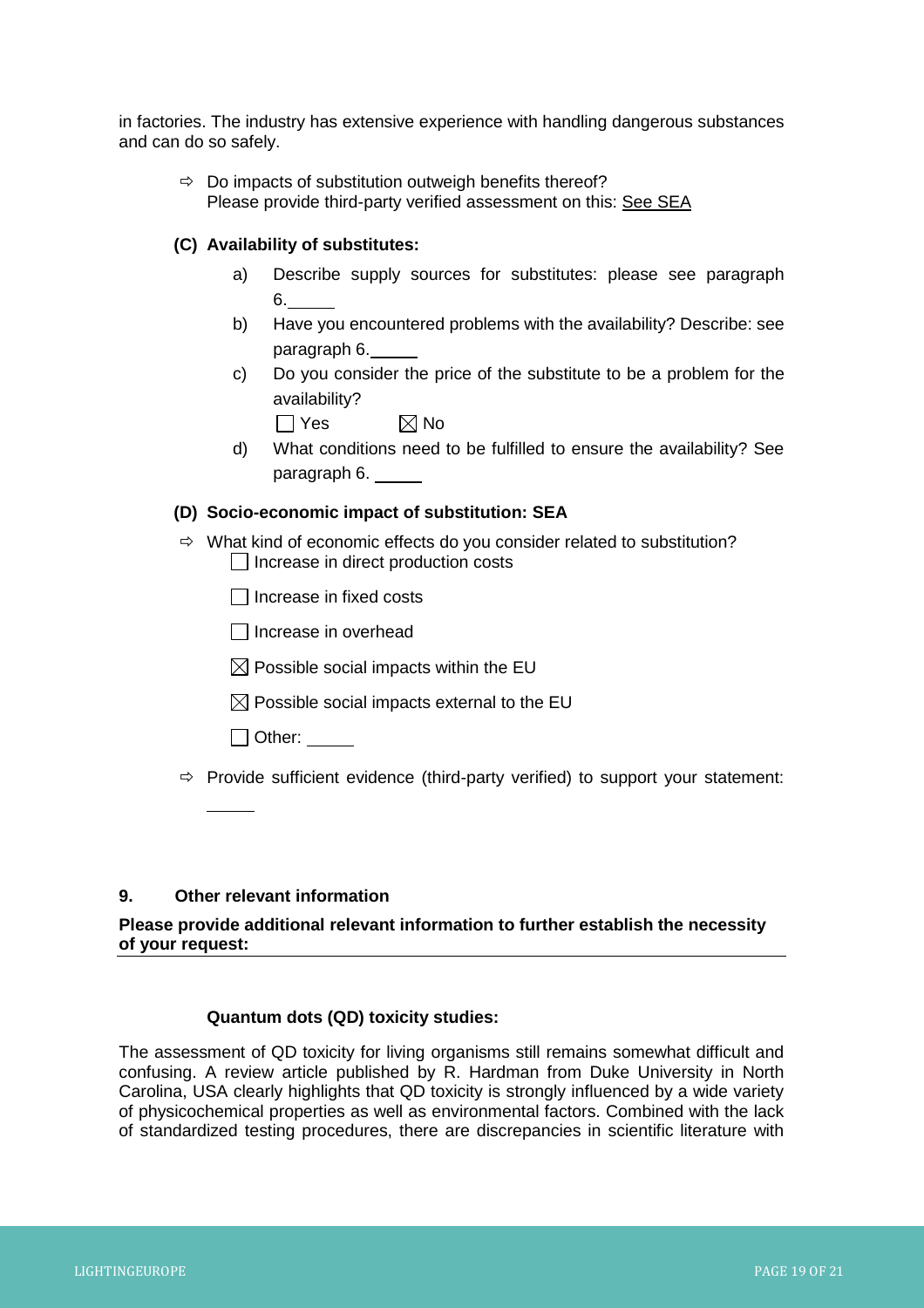in factories. The industry has extensive experience with handling dangerous substances and can do so safely.

⇨ Do impacts of substitution outweigh benefits thereof?
Please provide third-party verified assessment on this: See SEA

**(C) Availability of substitutes:**

a) Describe supply sources for substitutes: please see paragraph 6.

b) Have you encountered problems with the availability? Describe: see paragraph 6.

c) Do you consider the price of the substitute to be a problem for the availability?

☐ Yes ☒ No

d) What conditions need to be fulfilled to ensure the availability? See paragraph 6.

**(D) Socio-economic impact of substitution: SEA**

⇨ What kind of economic effects do you consider related to substitution?

☐ Increase in direct production costs

☐ Increase in fixed costs

☐ Increase in overhead

☒ Possible social impacts within the EU

☒ Possible social impacts external to the EU

☐ Other:

⇨ Provide sufficient evidence (third-party verified) to support your statement:

## 9. Other relevant information

**Please provide additional relevant information to further establish the necessity of your request:**

**Quantum dots (QD) toxicity studies:**

The assessment of QD toxicity for living organisms still remains somewhat difficult and confusing. A review article published by R. Hardman from Duke University in North Carolina, USA clearly highlights that QD toxicity is strongly influenced by a wide variety of physicochemical properties as well as environmental factors. Combined with the lack of standardized testing procedures, there are discrepancies in scientific literature with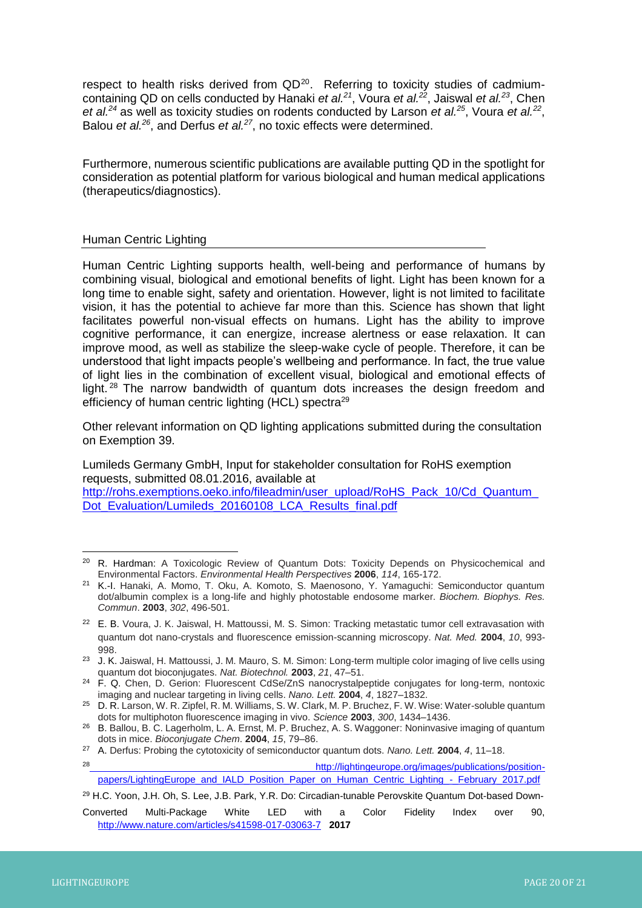respect to health risks derived from QD[20]. Referring to toxicity studies of cadmium-containing QD on cells conducted by Hanaki *et al.*[21], Voura *et al.*[22], Jaiswal *et al.*[23], Chen *et al.*[24] as well as toxicity studies on rodents conducted by Larson *et al.*[25], Voura *et al.*[22], Balou *et al.*[26], and Derfus *et al.*[27], no toxic effects were determined.

Furthermore, numerous scientific publications are available putting QD in the spotlight for consideration as potential platform for various biological and human medical applications (therapeutics/diagnostics).

## Human Centric Lighting

Human Centric Lighting supports health, well-being and performance of humans by combining visual, biological and emotional benefits of light. Light has been known for a long time to enable sight, safety and orientation. However, light is not limited to facilitate vision, it has the potential to achieve far more than this. Science has shown that light facilitates powerful non-visual effects on humans. Light has the ability to improve cognitive performance, it can energize, increase alertness or ease relaxation. It can improve mood, as well as stabilize the sleep-wake cycle of people. Therefore, it can be understood that light impacts people's wellbeing and performance. In fact, the true value of light lies in the combination of excellent visual, biological and emotional effects of light.[28] The narrow bandwidth of quantum dots increases the design freedom and efficiency of human centric lighting (HCL) spectra[29]

Other relevant information on QD lighting applications submitted during the consultation on Exemption 39.

Lumileds Germany GmbH, Input for stakeholder consultation for RoHS exemption requests, submitted 08.01.2016, available at http://rohs.exemptions.oeko.info/fileadmin/user_upload/RoHS_Pack_10/Cd_Quantum_Dot_Evaluation/Lumileds_20160108_LCA_Results_final.pdf

---

[20] R. Hardman: A Toxicologic Review of Quantum Dots: Toxicity Depends on Physicochemical and Environmental Factors. *Environmental Health Perspectives* **2006**, *114*, 165-172.

[21] K.-I. Hanaki, A. Momo, T. Oku, A. Komoto, S. Maenosono, Y. Yamaguchi: Semiconductor quantum dot/albumin complex is a long-life and highly photostable endosome marker. *Biochem. Biophys. Res. Commun*. **2003**, *302*, 496-501.

[22] E. B. Voura, J. K. Jaiswal, H. Mattoussi, M. S. Simon: Tracking metastatic tumor cell extravasation with quantum dot nano-crystals and fluorescence emission-scanning microscopy. *Nat. Med.* **2004**, *10*, 993-998.

[23] J. K. Jaiswal, H. Mattoussi, J. M. Mauro, S. M. Simon: Long-term multiple color imaging of live cells using quantum dot bioconjugates. *Nat. Biotechnol.* **2003**, *21*, 47–51.

[24] F. Q. Chen, D. Gerion: Fluorescent CdSe/ZnS nanocrystalpeptide conjugates for long-term, nontoxic imaging and nuclear targeting in living cells. *Nano. Lett.* **2004**, *4*, 1827–1832.

[25] D. R. Larson, W. R. Zipfel, R. M. Williams, S. W. Clark, M. P. Bruchez, F. W. Wise: Water-soluble quantum dots for multiphoton fluorescence imaging in vivo. *Science* **2003**, *300*, 1434–1436.

[26] B. Ballou, B. C. Lagerholm, L. A. Ernst, M. P. Bruchez, A. S. Waggoner: Noninvasive imaging of quantum dots in mice. *Bioconjugate Chem*. **2004**, *15*, 79–86.

[27] A. Derfus: Probing the cytotoxicity of semiconductor quantum dots. *Nano. Lett.* **2004**, *4*, 11–18.

[28] http://lightingeurope.org/images/publications/position-papers/LightingEurope_and_IALD_Position_Paper_on_Human_Centric_Lighting_-_February_2017.pdf

[29] H.C. Yoon, J.H. Oh, S. Lee, J.B. Park, Y.R. Do: Circadian-tunable Perovskite Quantum Dot-based Down-Converted Multi-Package White LED with a Color Fidelity Index over 90, http://www.nature.com/articles/s41598-017-03063-7 **2017**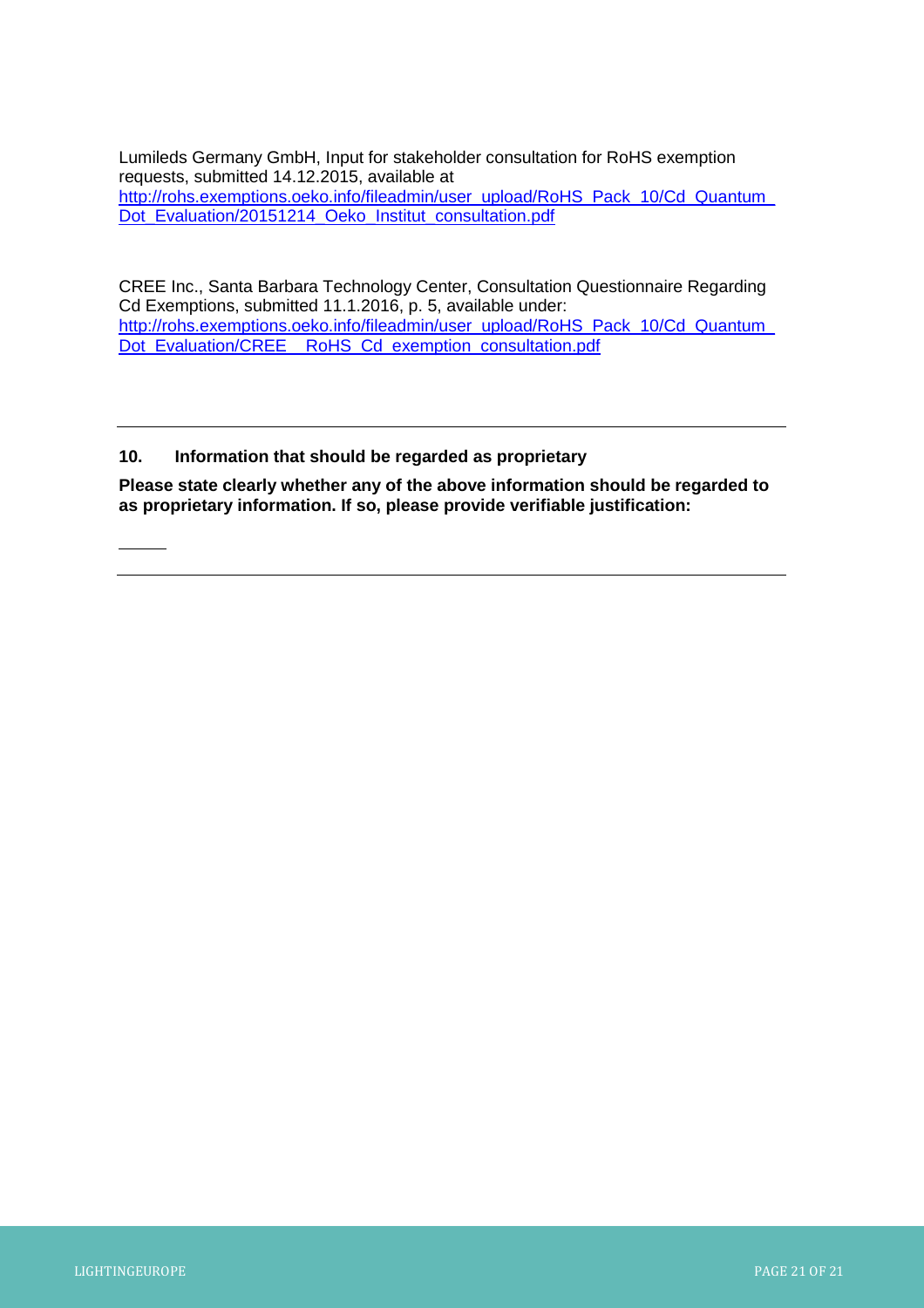Lumileds Germany GmbH, Input for stakeholder consultation for RoHS exemption requests, submitted 14.12.2015, available at http://rohs.exemptions.oeko.info/fileadmin/user_upload/RoHS_Pack_10/Cd_Quantum_Dot_Evaluation/20151214_Oeko_Institut_consultation.pdf

CREE Inc., Santa Barbara Technology Center, Consultation Questionnaire Regarding Cd Exemptions, submitted 11.1.2016, p. 5, available under: http://rohs.exemptions.oeko.info/fileadmin/user_upload/RoHS_Pack_10/Cd_Quantum_Dot_Evaluation/CREE__RoHS_Cd_exemption_consultation.pdf

---

**10. Information that should be regarded as proprietary**

**Please state clearly whether any of the above information should be regarded to as proprietary information. If so, please provide verifiable justification:**

---